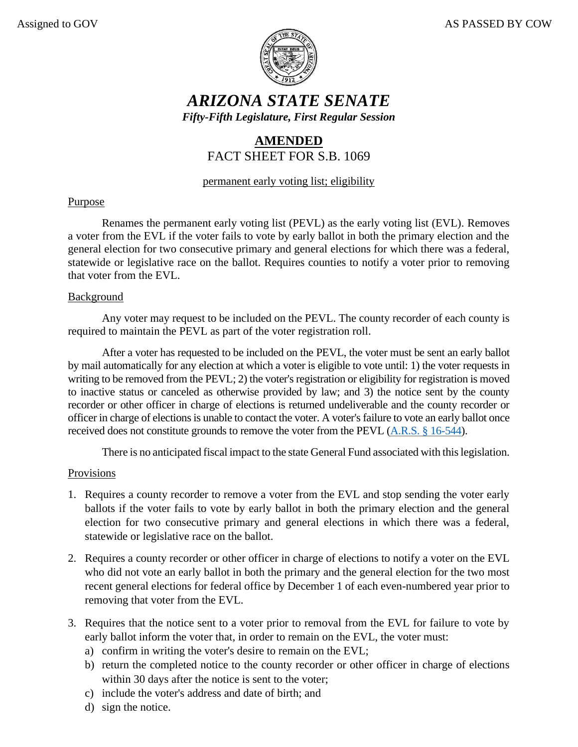Assigned to GOV AS PASSED BY COW

# *ARIZONA STATE SENATE*

***Fifty-Fifth Legislature, First Regular Session***

## AMENDED
## FACT SHEET FOR S.B. 1069

permanent early voting list; eligibility

### Purpose

Renames the permanent early voting list (PEVL) as the early voting list (EVL). Removes a voter from the EVL if the voter fails to vote by early ballot in both the primary election and the general election for two consecutive primary and general elections for which there was a federal, statewide or legislative race on the ballot. Requires counties to notify a voter prior to removing that voter from the EVL.

### Background

Any voter may request to be included on the PEVL. The county recorder of each county is required to maintain the PEVL as part of the voter registration roll.

After a voter has requested to be included on the PEVL, the voter must be sent an early ballot by mail automatically for any election at which a voter is eligible to vote until: 1) the voter requests in writing to be removed from the PEVL; 2) the voter's registration or eligibility for registration is moved to inactive status or canceled as otherwise provided by law; and 3) the notice sent by the county recorder or other officer in charge of elections is returned undeliverable and the county recorder or officer in charge of elections is unable to contact the voter. A voter's failure to vote an early ballot once received does not constitute grounds to remove the voter from the PEVL (A.R.S. § 16-544).

There is no anticipated fiscal impact to the state General Fund associated with this legislation.

### Provisions

1. Requires a county recorder to remove a voter from the EVL and stop sending the voter early ballots if the voter fails to vote by early ballot in both the primary election and the general election for two consecutive primary and general elections in which there was a federal, statewide or legislative race on the ballot.

2. Requires a county recorder or other officer in charge of elections to notify a voter on the EVL who did not vote an early ballot in both the primary and the general election for the two most recent general elections for federal office by December 1 of each even-numbered year prior to removing that voter from the EVL.

3. Requires that the notice sent to a voter prior to removal from the EVL for failure to vote by early ballot inform the voter that, in order to remain on the EVL, the voter must:
   a) confirm in writing the voter's desire to remain on the EVL;
   b) return the completed notice to the county recorder or other officer in charge of elections within 30 days after the notice is sent to the voter;
   c) include the voter's address and date of birth; and
   d) sign the notice.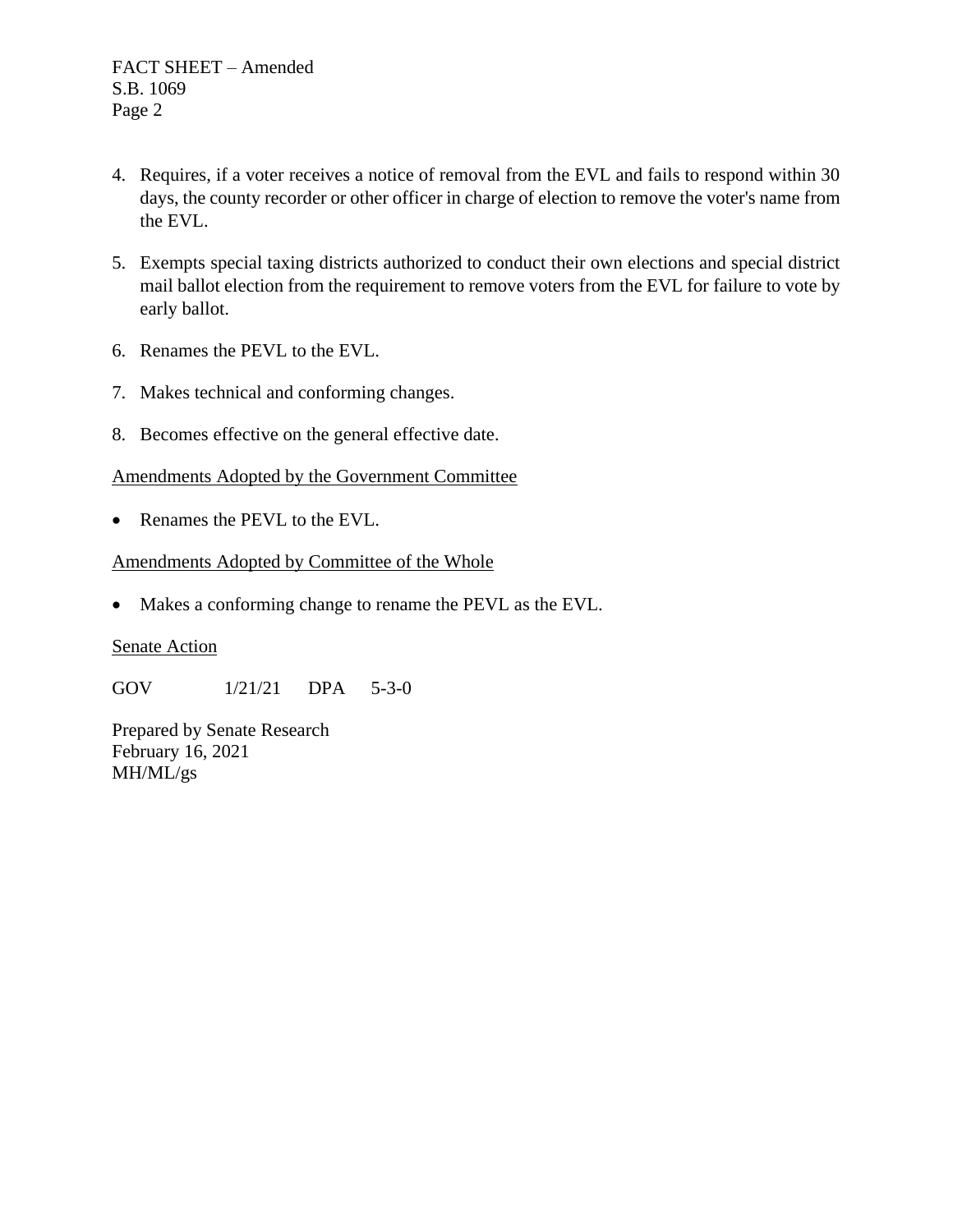4. Requires, if a voter receives a notice of removal from the EVL and fails to respond within 30 days, the county recorder or other officer in charge of election to remove the voter's name from the EVL.

5. Exempts special taxing districts authorized to conduct their own elections and special district mail ballot election from the requirement to remove voters from the EVL for failure to vote by early ballot.

6. Renames the PEVL to the EVL.

7. Makes technical and conforming changes.

8. Becomes effective on the general effective date.

<u>Amendments Adopted by the Government Committee</u>

- Renames the PEVL to the EVL.

<u>Amendments Adopted by Committee of the Whole</u>

- Makes a conforming change to rename the PEVL as the EVL.

<u>Senate Action</u>

GOV 1/21/21 DPA 5-3-0

Prepared by Senate Research
February 16, 2021
MH/ML/gs